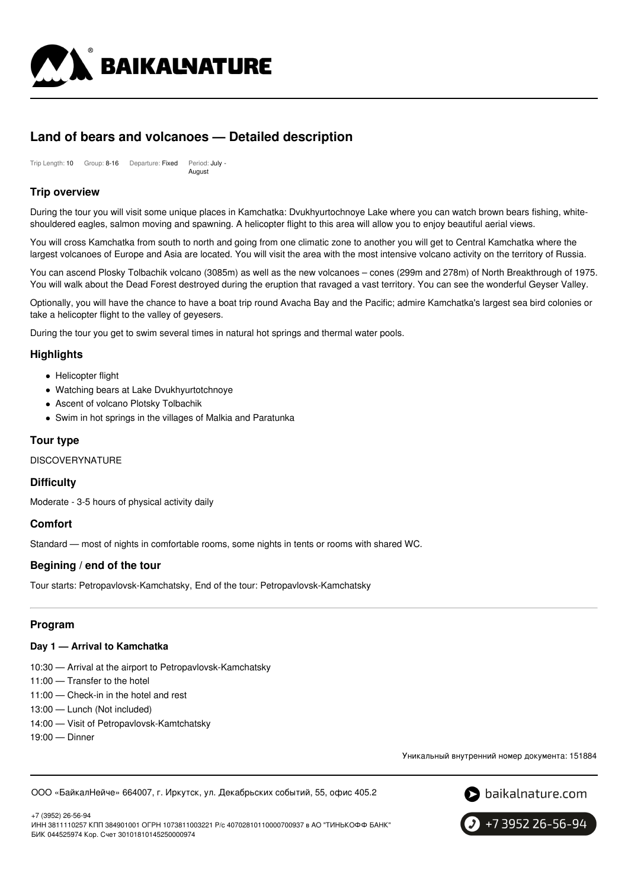# Land of bears and volcanoes — Detailed description

Trip Length: **10** Group: **8-16** Departure: **Fixed** Period: **July - August**

## Trip overview

During the tour you will visit some unique places in Kamchatka: Dvukhyurtochnoye Lake where you can watch brown bears fishing, white-shouldered eagles, salmon moving and spawning. A helicopter flight to this area will allow you to enjoy beautiful aerial views.

You will cross Kamchatka from south to north and going from one climatic zone to another you will get to Central Kamchatka where the largest volcanoes of Europe and Asia are located. You will visit the area with the most intensive volcano activity on the territory of Russia.

You can ascend Plosky Tolbachik volcano (3085m) as well as the new volcanoes – cones (299m and 278m) of North Breakthrough of 1975. You will walk about the Dead Forest destroyed during the eruption that ravaged a vast territory. You can see the wonderful Geyser Valley.

Optionally, you will have the chance to have a boat trip round Avacha Bay and the Pacific; admire Kamchatka's largest sea bird colonies or take a helicopter flight to the valley of geyesers.

During the tour you get to swim several times in natural hot springs and thermal water pools.

## Highlights

- Helicopter flight
- Watching bears at Lake Dvukhyurtotchnoye
- Ascent of volcano Plotsky Tolbachik
- Swim in hot springs in the villages of Malkia and Paratunka

## Tour type

DISCOVERYNATURE

## Difficulty

Moderate - 3-5 hours of physical activity daily

## Comfort

Standard — most of nights in comfortable rooms, some nights in tents or rooms with shared WC.

## Begining / end of the tour

Tour starts: Petropavlovsk-Kamchatsky, End of the tour: Petropavlovsk-Kamchatsky

## Program

### Day 1 — Arrival to Kamchatka

10:30 — Arrival at the airport to Petropavlovsk-Kamchatsky
11:00 — Transfer to the hotel
11:00 — Check-in in the hotel and rest
13:00 — Lunch (Not included)
14:00 — Visit of Petropavlovsk-Kamtchatsky
19:00 — Dinner

Уникальный внутренний номер документа: 151884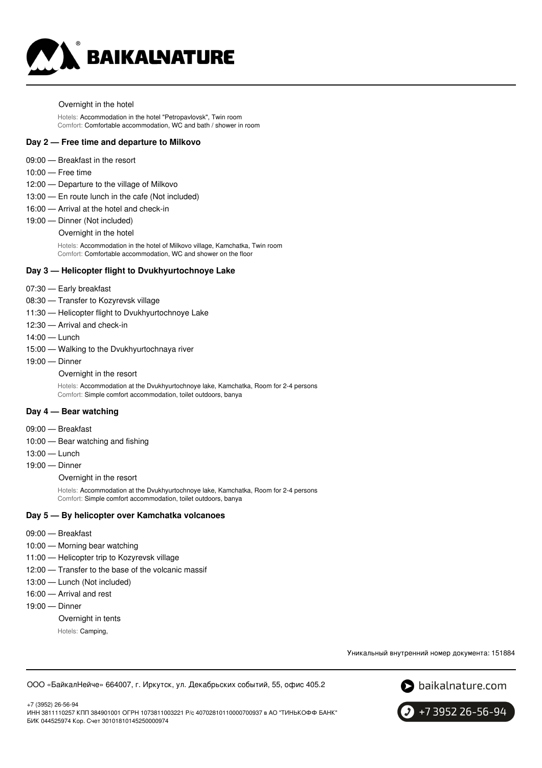Overnight in the hotel

Hotels: Accommodation in the hotel "Petropavlovsk", Twin room
Comfort: Comfortable accommodation, WC and bath / shower in room

### Day 2 — Free time and departure to Milkovo

- 09:00 — Breakfast in the resort
- 10:00 — Free time
- 12:00 — Departure to the village of Milkovo
- 13:00 — En route lunch in the cafe (Not included)
- 16:00 — Arrival at the hotel and check-in
- 19:00 — Dinner (Not included)

Overnight in the hotel

Hotels: Accommodation in the hotel of Milkovo village, Kamchatka, Twin room
Comfort: Comfortable accommodation, WC and shower on the floor

### Day 3 — Helicopter flight to Dvukhyurtochnoye Lake

- 07:30 — Early breakfast
- 08:30 — Transfer to Kozyrevsk village
- 11:30 — Helicopter flight to Dvukhyurtochnoye Lake
- 12:30 — Arrival and check-in
- 14:00 — Lunch
- 15:00 — Walking to the Dvukhyurtochnaya river
- 19:00 — Dinner

Overnight in the resort

Hotels: Accommodation at the Dvukhyurtochnoye lake, Kamchatka, Room for 2-4 persons
Comfort: Simple comfort accommodation, toilet outdoors, banya

### Day 4 — Bear watching

- 09:00 — Breakfast
- 10:00 — Bear watching and fishing
- 13:00 — Lunch
- 19:00 — Dinner

Overnight in the resort

Hotels: Accommodation at the Dvukhyurtochnoye lake, Kamchatka, Room for 2-4 persons
Comfort: Simple comfort accommodation, toilet outdoors, banya

### Day 5 — By helicopter over Kamchatka volcanoes

- 09:00 — Breakfast
- 10:00 — Morning bear watching
- 11:00 — Helicopter trip to Kozyrevsk village
- 12:00 — Transfer to the base of the volcanic massif
- 13:00 — Lunch (Not included)
- 16:00 — Arrival and rest
- 19:00 — Dinner

Overnight in tents

Hotels: Camping,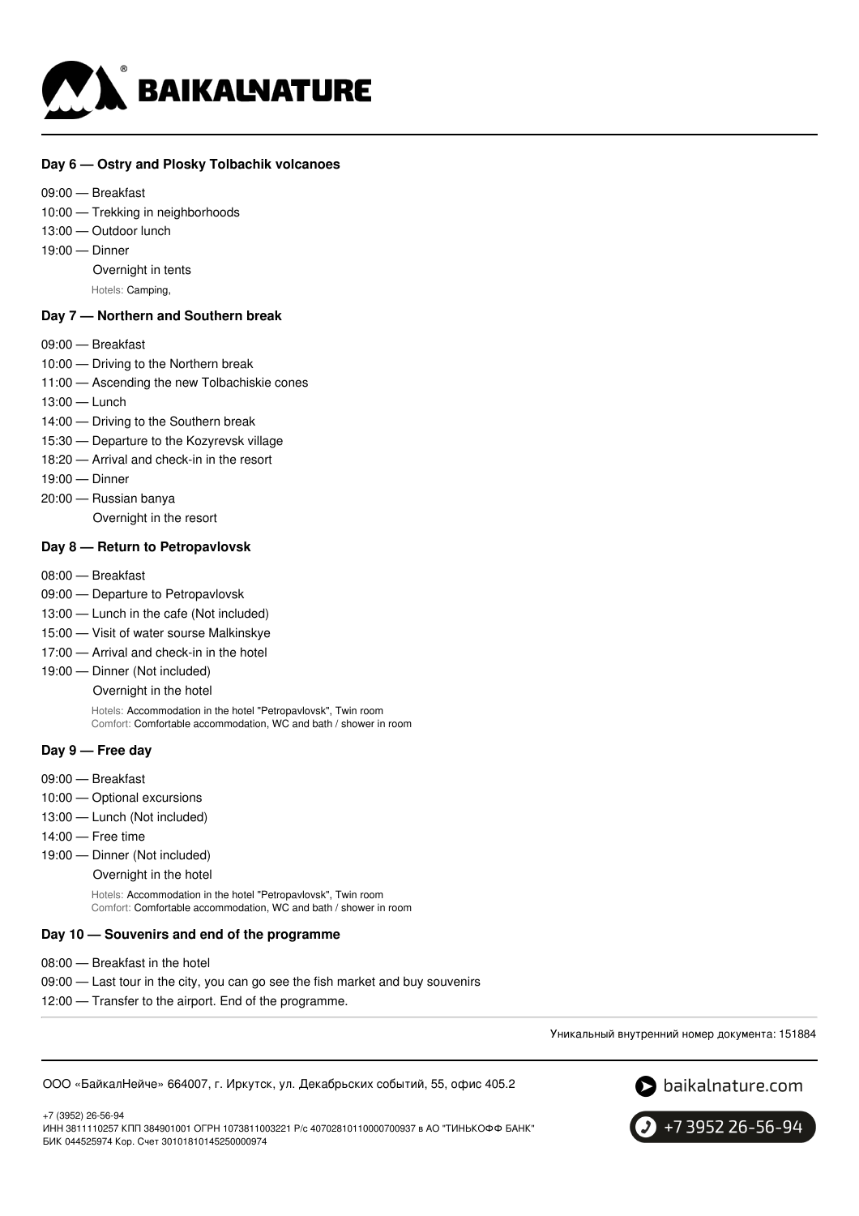### Day 6 — Ostry and Plosky Tolbachik volcanoes

09:00 — Breakfast
10:00 — Trekking in neighborhoods
13:00 — Outdoor lunch
19:00 — Dinner
Overnight in tents
Hotels: Camping,

### Day 7 — Northern and Southern break

09:00 — Breakfast
10:00 — Driving to the Northern break
11:00 — Ascending the new Tolbachiskie cones
13:00 — Lunch
14:00 — Driving to the Southern break
15:30 — Departure to the Kozyrevsk village
18:20 — Arrival and check-in in the resort
19:00 — Dinner
20:00 — Russian banya
Overnight in the resort

### Day 8 — Return to Petropavlovsk

08:00 — Breakfast
09:00 — Departure to Petropavlovsk
13:00 — Lunch in the cafe (Not included)
15:00 — Visit of water sourse Malkinskye
17:00 — Arrival and check-in in the hotel
19:00 — Dinner (Not included)
Overnight in the hotel
Hotels: Accommodation in the hotel "Petropavlovsk", Twin room
Comfort: Comfortable accommodation, WC and bath / shower in room

### Day 9 — Free day

09:00 — Breakfast
10:00 — Optional excursions
13:00 — Lunch (Not included)
14:00 — Free time
19:00 — Dinner (Not included)
Overnight in the hotel
Hotels: Accommodation in the hotel "Petropavlovsk", Twin room
Comfort: Comfortable accommodation, WC and bath / shower in room

### Day 10 — Souvenirs and end of the programme

08:00 — Breakfast in the hotel
09:00 — Last tour in the city, you can go see the fish market and buy souvenirs
12:00 — Transfer to the airport. End of the programme.

Уникальный внутренний номер документа: 151884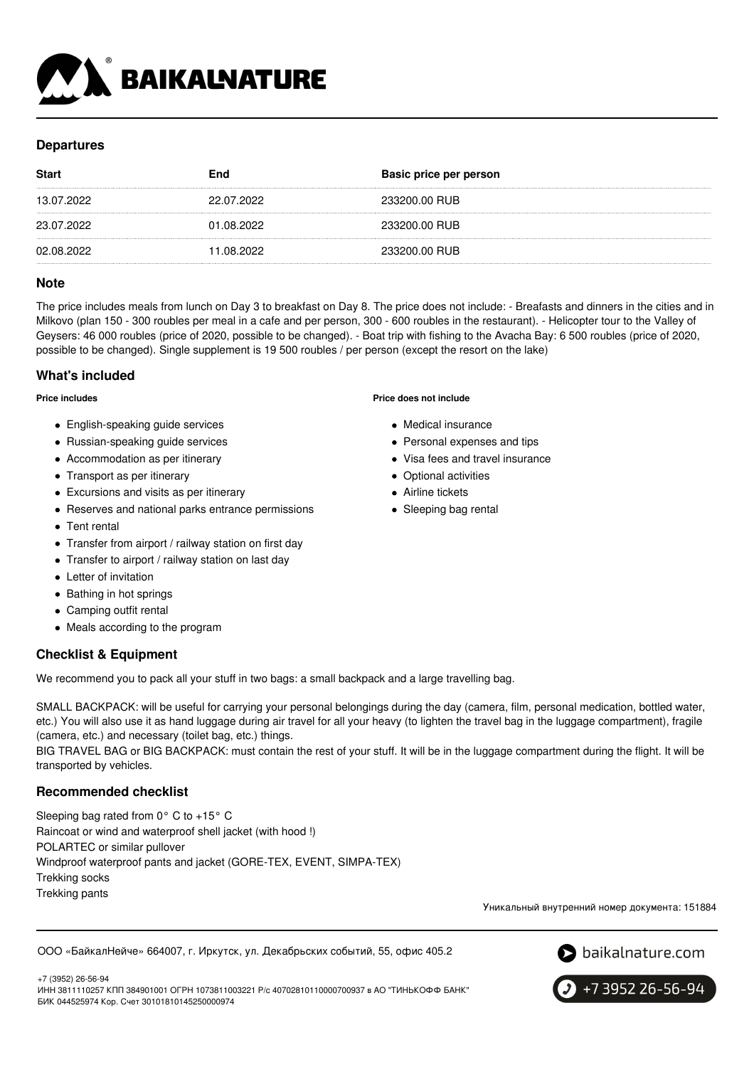## Departures

| Start | End | Basic price per person |
| --- | --- | --- |
| 13.07.2022 | 22.07.2022 | 233200.00 RUB |
| 23.07.2022 | 01.08.2022 | 233200.00 RUB |
| 02.08.2022 | 11.08.2022 | 233200.00 RUB |

## Note

The price includes meals from lunch on Day 3 to breakfast on Day 8. The price does not include: - Breafasts and dinners in the cities and in Milkovo (plan 150 - 300 roubles per meal in a cafe and per person, 300 - 600 roubles in the restaurant). - Helicopter tour to the Valley of Geysers: 46 000 roubles (price of 2020, possible to be changed). - Boat trip with fishing to the Avacha Bay: 6 500 roubles (price of 2020, possible to be changed). Single supplement is 19 500 roubles / per person (except the resort on the lake)

## What's included

**Price includes**

- English-speaking guide services
- Russian-speaking guide services
- Accommodation as per itinerary
- Transport as per itinerary
- Excursions and visits as per itinerary
- Reserves and national parks entrance permissions
- Tent rental
- Transfer from airport / railway station on first day
- Transfer to airport / railway station on last day
- Letter of invitation
- Bathing in hot springs
- Camping outfit rental
- Meals according to the program

**Price does not include**

- Medical insurance
- Personal expenses and tips
- Visa fees and travel insurance
- Optional activities
- Airline tickets
- Sleeping bag rental

## Checklist & Equipment

We recommend you to pack all your stuff in two bags: a small backpack and a large travelling bag.

SMALL BACKPACK: will be useful for carrying your personal belongings during the day (camera, film, personal medication, bottled water, etc.) You will also use it as hand luggage during air travel for all your heavy (to lighten the travel bag in the luggage compartment), fragile (camera, etc.) and necessary (toilet bag, etc.) things.
BIG TRAVEL BAG or BIG BACKPACK: must contain the rest of your stuff. It will be in the luggage compartment during the flight. It will be transported by vehicles.

## Recommended checklist

Sleeping bag rated from 0° C to +15° C
Raincoat or wind and waterproof shell jacket (with hood !)
POLARTEC or similar pullover
Windproof waterproof pants and jacket (GORE-TEX, EVENT, SIMPA-TEX)
Trekking socks
Trekking pants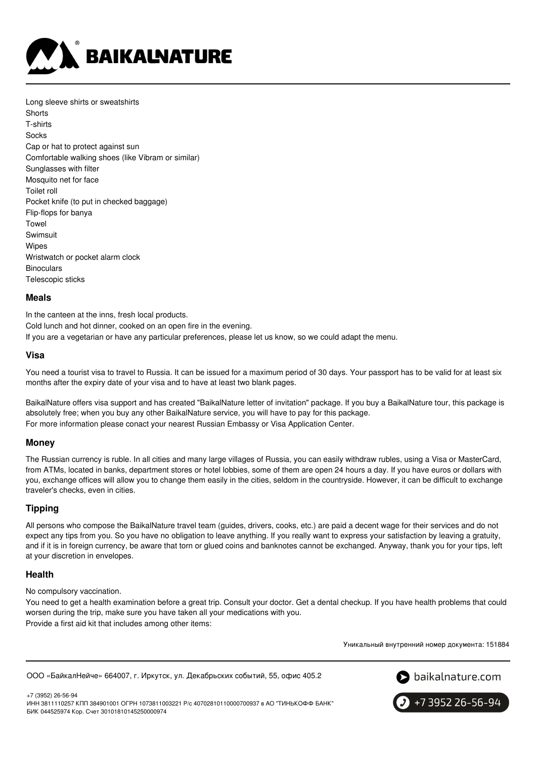Long sleeve shirts or sweatshirts
Shorts
T-shirts
Socks
Cap or hat to protect against sun
Comfortable walking shoes (like Vibram or similar)
Sunglasses with filter
Mosquito net for face
Toilet roll
Pocket knife (to put in checked baggage)
Flip-flops for banya
Towel
Swimsuit
Wipes
Wristwatch or pocket alarm clock
Binoculars
Telescopic sticks

### Meals

In the canteen at the inns, fresh local products.
Cold lunch and hot dinner, cooked on an open fire in the evening.
If you are a vegetarian or have any particular preferences, please let us know, so we could adapt the menu.

### Visa

You need a tourist visa to travel to Russia. It can be issued for a maximum period of 30 days. Your passport has to be valid for at least six months after the expiry date of your visa and to have at least two blank pages.

BaikalNature offers visa support and has created "BaikalNature letter of invitation" package. If you buy a BaikalNature tour, this package is absolutely free; when you buy any other BaikalNature service, you will have to pay for this package.
For more information please conact your nearest Russian Embassy or Visa Application Center.

### Money

The Russian currency is ruble. In all cities and many large villages of Russia, you can easily withdraw rubles, using a Visa or MasterCard, from ATMs, located in banks, department stores or hotel lobbies, some of them are open 24 hours a day. If you have euros or dollars with you, exchange offices will allow you to change them easily in the cities, seldom in the countryside. However, it can be difficult to exchange traveler's checks, even in cities.

### Tipping

All persons who compose the BaikalNature travel team (guides, drivers, cooks, etc.) are paid a decent wage for their services and do not expect any tips from you. So you have no obligation to leave anything. If you really want to express your satisfaction by leaving a gratuity, and if it is in foreign currency, be aware that torn or glued coins and banknotes cannot be exchanged. Anyway, thank you for your tips, left at your discretion in envelopes.

### Health

No compulsory vaccination.
You need to get a health examination before a great trip. Consult your doctor. Get a dental checkup. If you have health problems that could worsen during the trip, make sure you have taken all your medications with you.
Provide a first aid kit that includes among other items:

Уникальный внутренний номер документа: 151884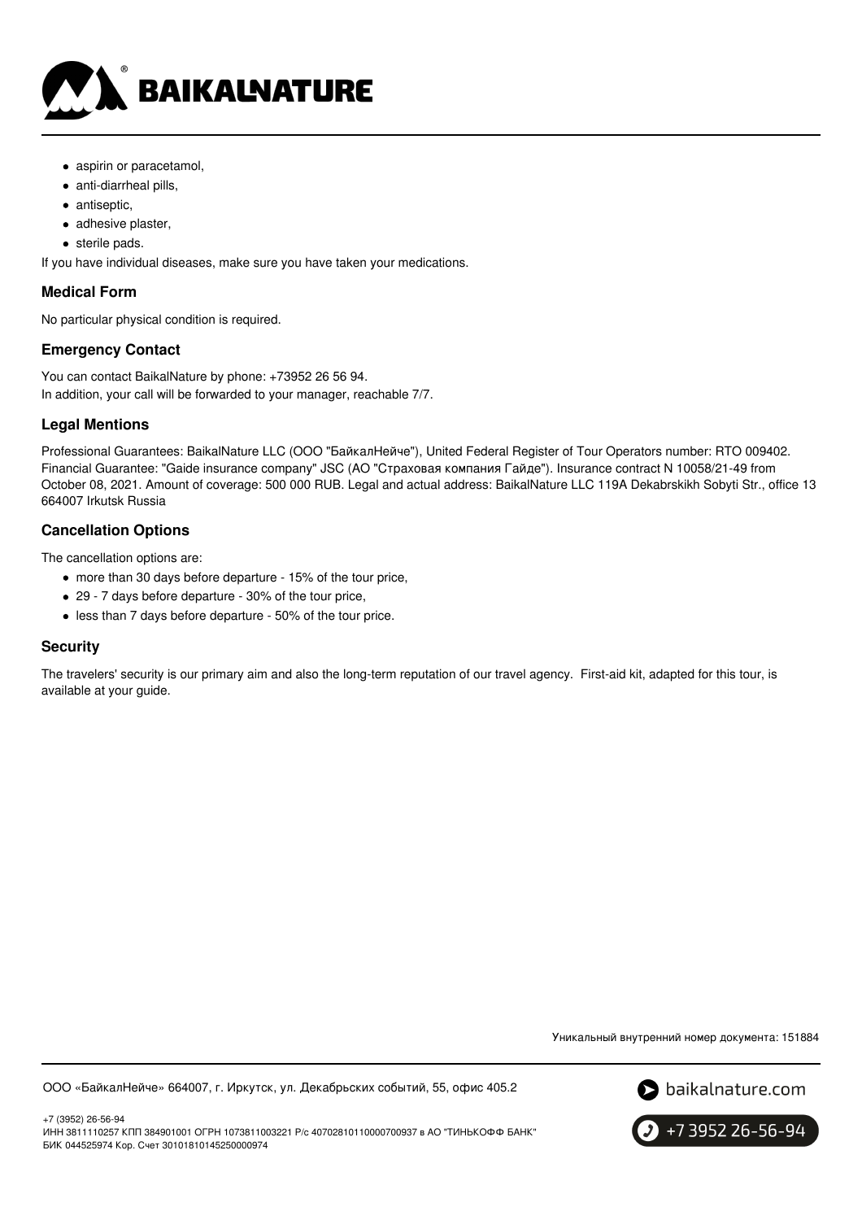- aspirin or paracetamol,
- anti-diarrheal pills,
- antiseptic,
- adhesive plaster,
- sterile pads.

If you have individual diseases, make sure you have taken your medications.

### Medical Form

No particular physical condition is required.

### Emergency Contact

You can contact BaikalNature by phone: +73952 26 56 94.
In addition, your call will be forwarded to your manager, reachable 7/7.

### Legal Mentions

Professional Guarantees: BaikalNature LLC (ООО "БайкалНейче"), United Federal Register of Tour Operators number: RTO 009402. Financial Guarantee: "Gaide insurance company" JSC (АО "Страховая компания Гайде"). Insurance contract N 10058/21-49 from October 08, 2021. Amount of coverage: 500 000 RUB. Legal and actual address: BaikalNature LLC 119A Dekabrskikh Sobyti Str., office 13 664007 Irkutsk Russia

### Cancellation Options

The cancellation options are:

- more than 30 days before departure - 15% of the tour price,
- 29 - 7 days before departure - 30% of the tour price,
- less than 7 days before departure - 50% of the tour price.

### Security

The travelers' security is our primary aim and also the long-term reputation of our travel agency. First-aid kit, adapted for this tour, is available at your guide.

Уникальный внутренний номер документа: 151884